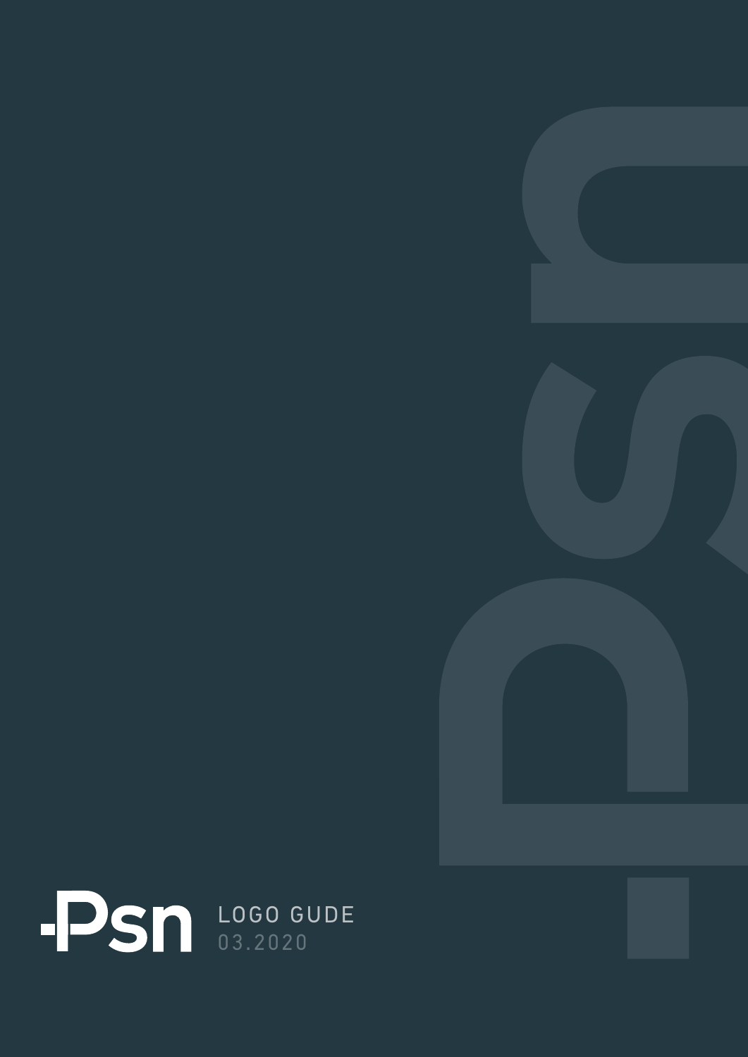Psn

LOGO GUDE

03.2020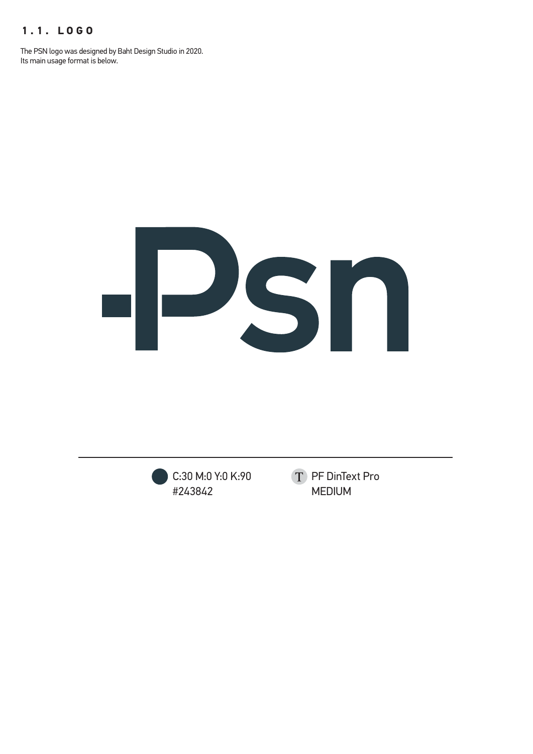## 1.1. LOGO

The PSN logo was designed by Baht Design Studio in 2020.
Its main usage format is below.

C:30 M:0 Y:0 K:90
#243842

PF DinText Pro
MEDIUM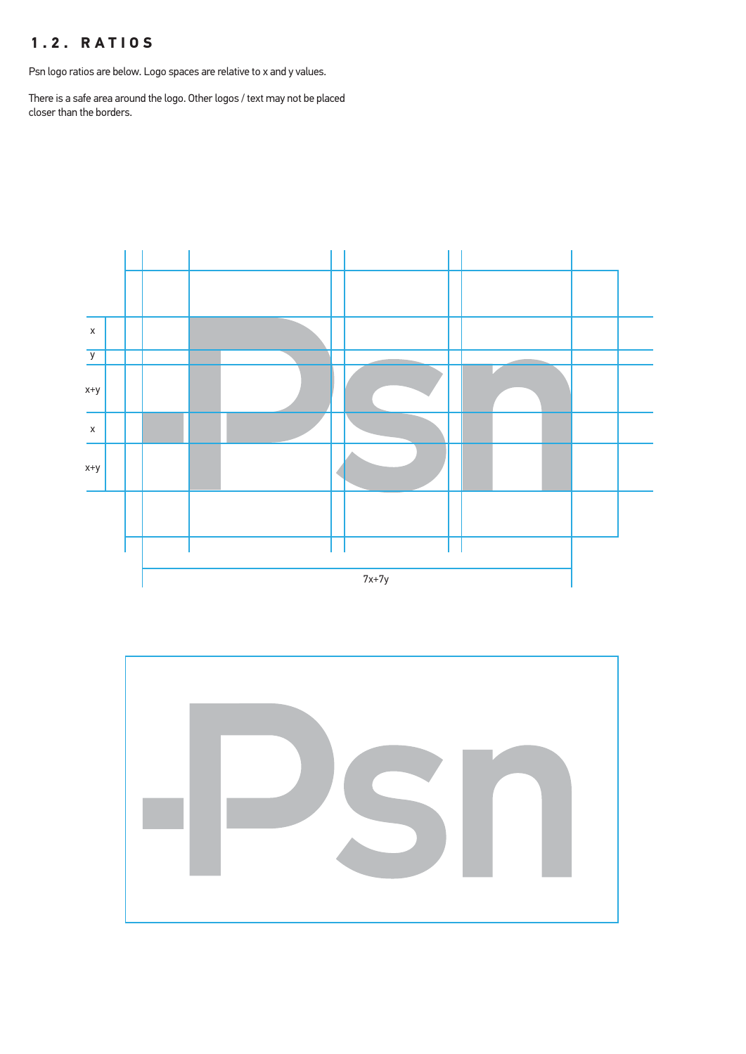# 1.2. RATIOS

Psn logo ratios are below. Logo spaces are relative to x and y values.

There is a safe area around the logo. Other logos / text may not be placed closer than the borders.

x

y

x+y

x

x+y

7x+7y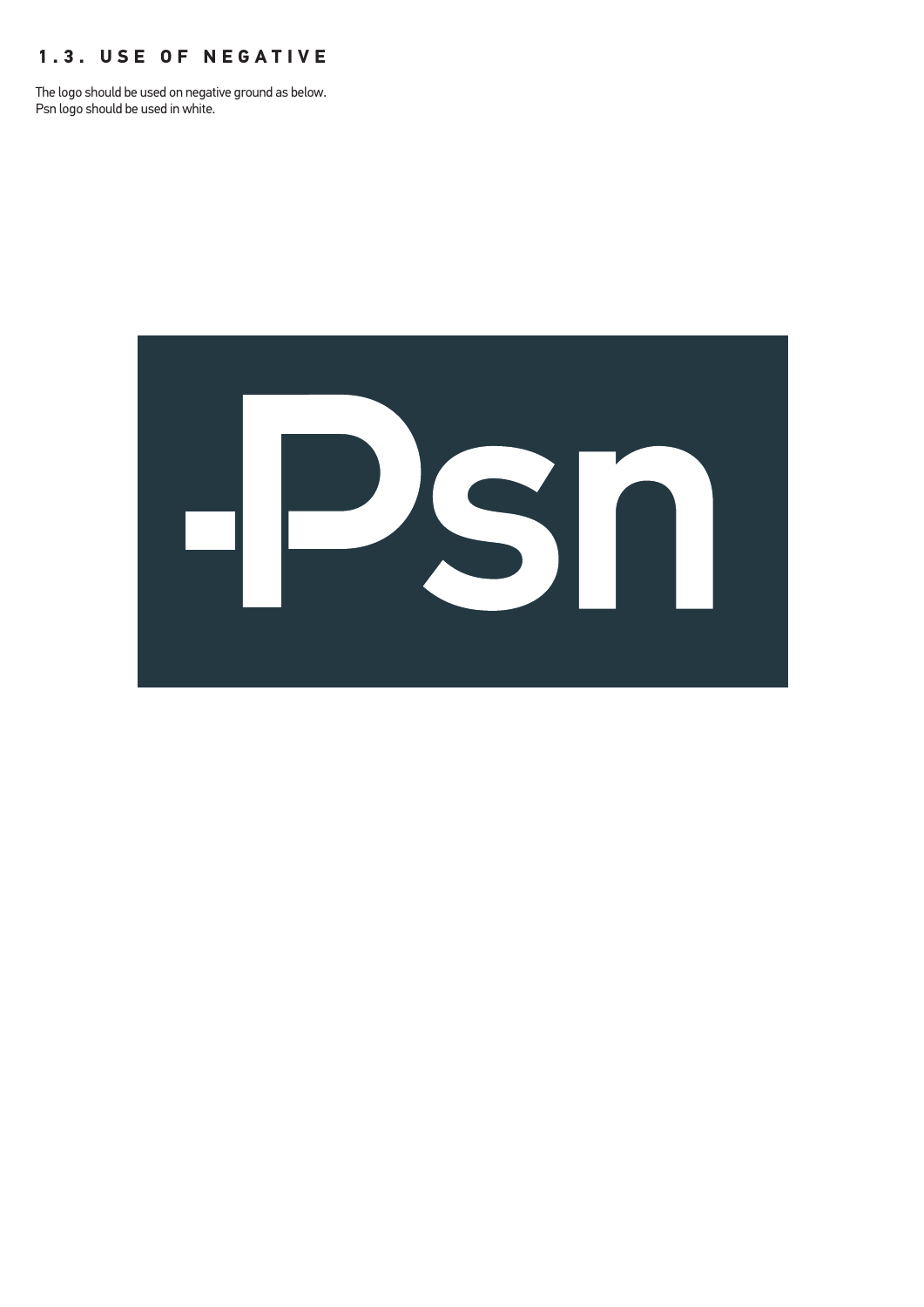## 1.3. USE OF NEGATIVE

The logo should be used on negative ground as below.
Psn logo should be used in white.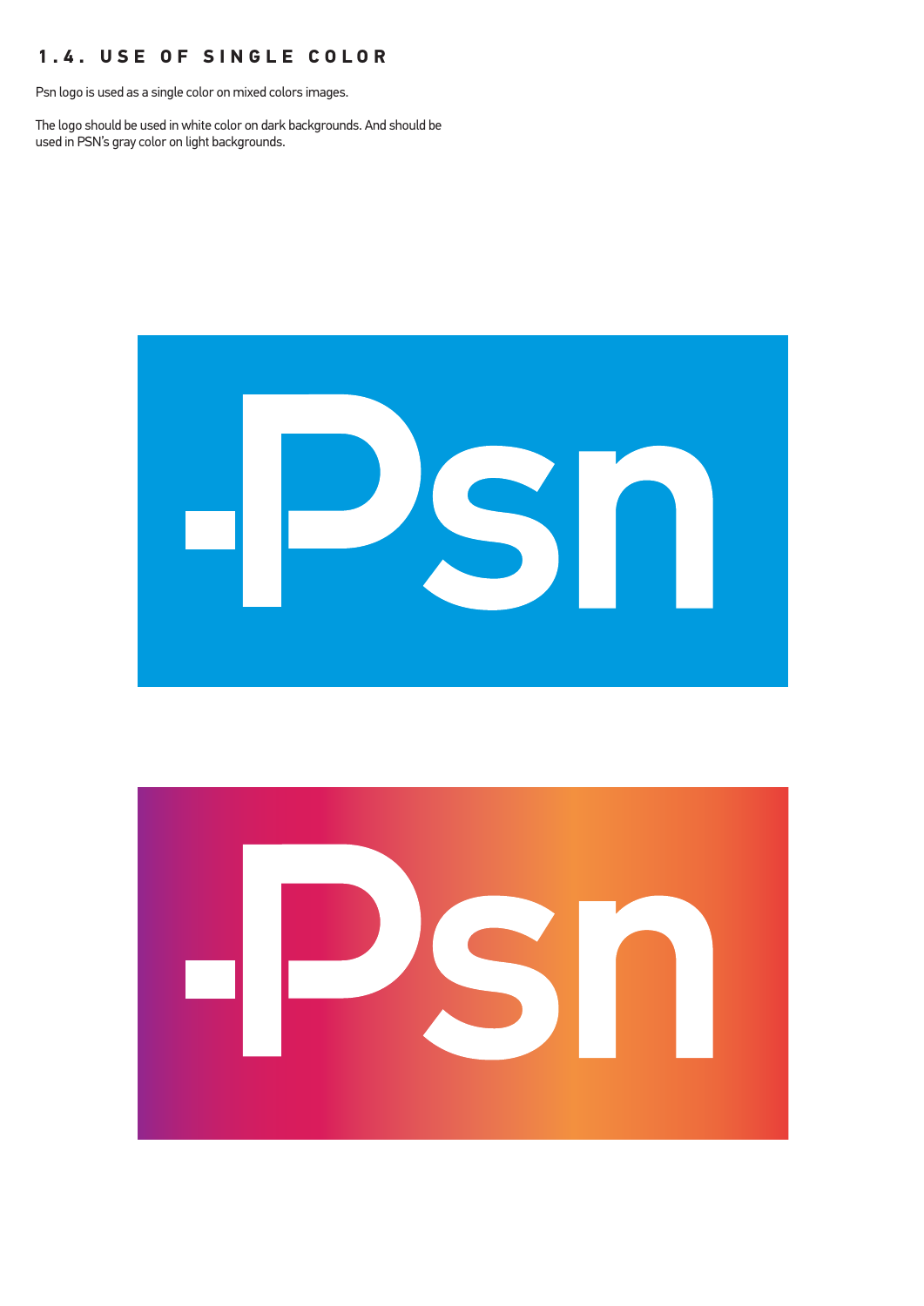## 1.4. USE OF SINGLE COLOR

Psn logo is used as a single color on mixed colors images.

The logo should be used in white color on dark backgrounds. And should be used in PSN's gray color on light backgrounds.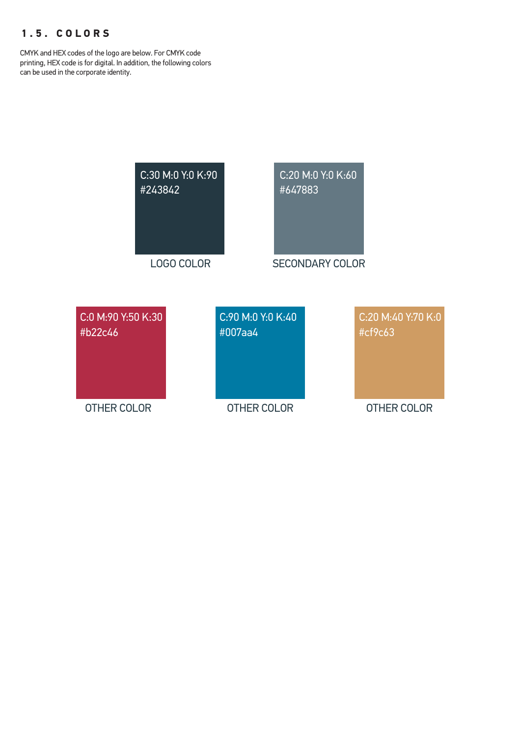## 1.5. COLORS

CMYK and HEX codes of the logo are below. For CMYK code printing, HEX code is for digital. In addition, the following colors can be used in the corporate identity.

C:30 M:0 Y:0 K:90
#243842

LOGO COLOR

C:20 M:0 Y:0 K:60
#647883

SECONDARY COLOR

C:0 M:90 Y:50 K:30
#b22c46

OTHER COLOR

C:90 M:0 Y:0 K:40
#007aa4

OTHER COLOR

C:20 M:40 Y:70 K:0
#cf9c63

OTHER COLOR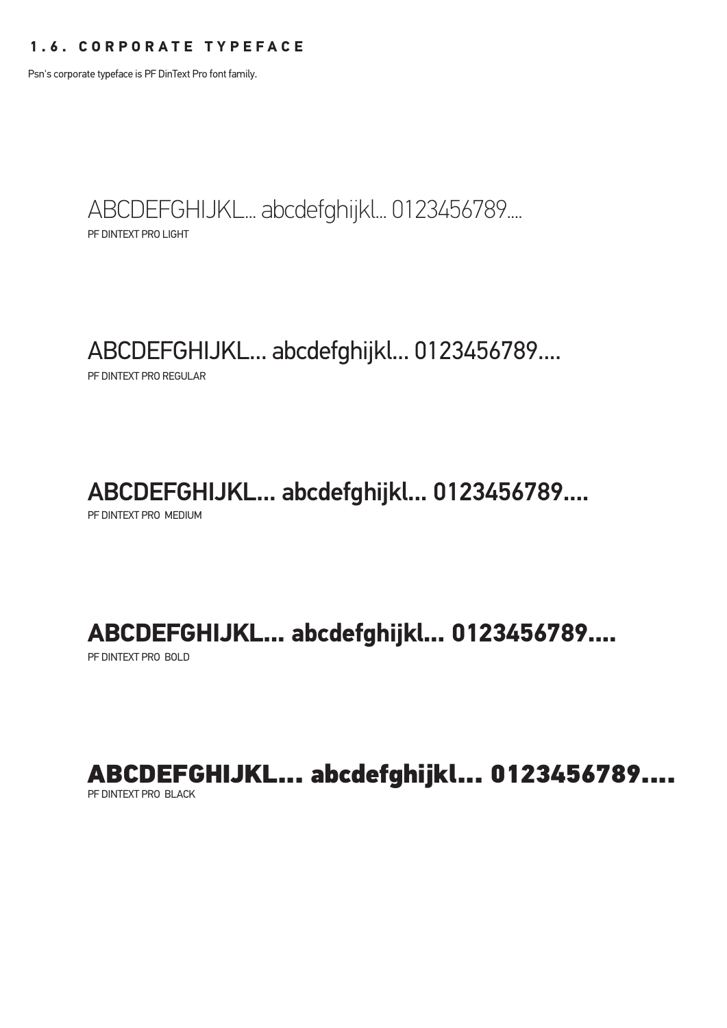## 1.6. CORPORATE TYPEFACE

Psn's corporate typeface is PF DinText Pro font family.

ABCDEFGHIJKL... abcdefghijkl... 0123456789....

PF DINTEXT PRO LIGHT

ABCDEFGHIJKL... abcdefghijkl... 0123456789....

PF DINTEXT PRO REGULAR

ABCDEFGHIJKL... abcdefghijkl... 0123456789....

PF DINTEXT PRO MEDIUM

**ABCDEFGHIJKL... abcdefghijkl... 0123456789....**

PF DINTEXT PRO BOLD

**ABCDEFGHIJKL... abcdefghijkl... 0123456789....**

PF DINTEXT PRO BLACK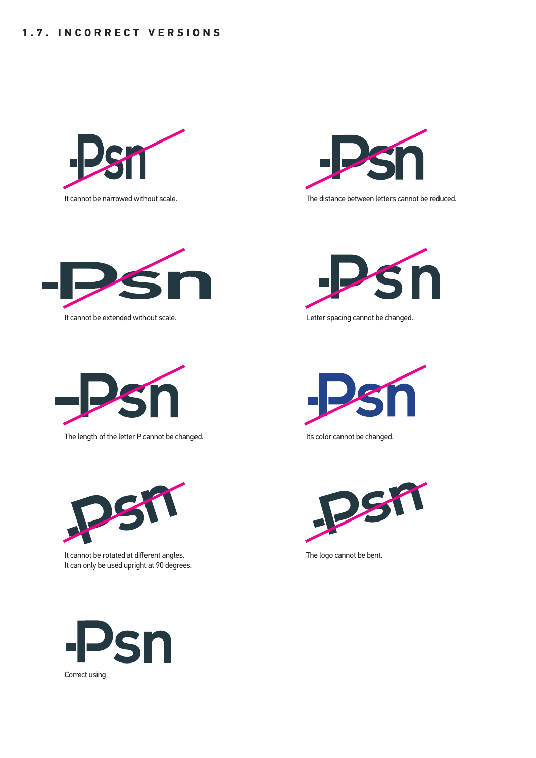## 1.7. INCORRECT VERSIONS

It cannot be narrowed without scale.

The distance between letters cannot be reduced.

It cannot be extended without scale.

Letter spacing cannot be changed.

The length of the letter P cannot be changed.

Its color cannot be changed.

It cannot be rotated at different angles.
It can only be used upright at 90 degrees.

The logo cannot be bent.

Correct using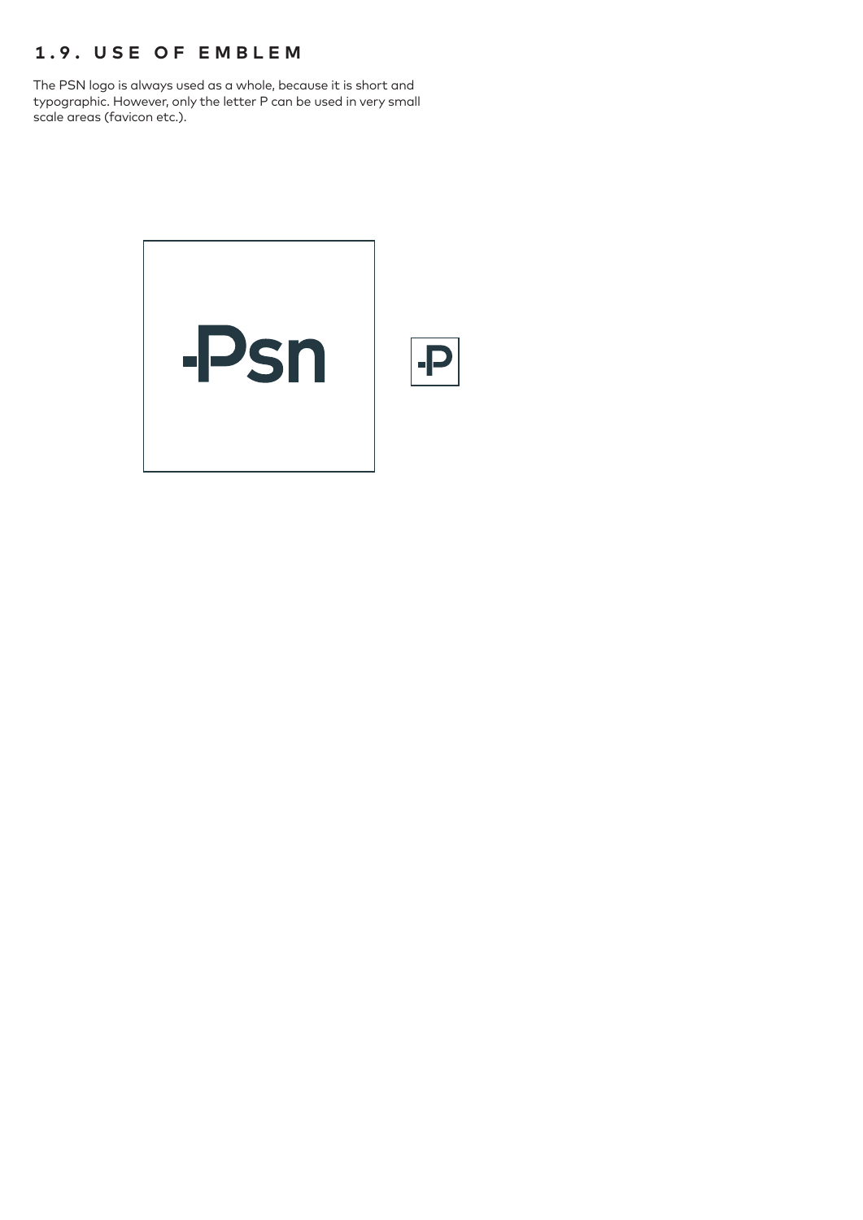## 1.9. USE OF EMBLEM

The PSN logo is always used as a whole, because it is short and typographic. However, only the letter P can be used in very small scale areas (favicon etc.).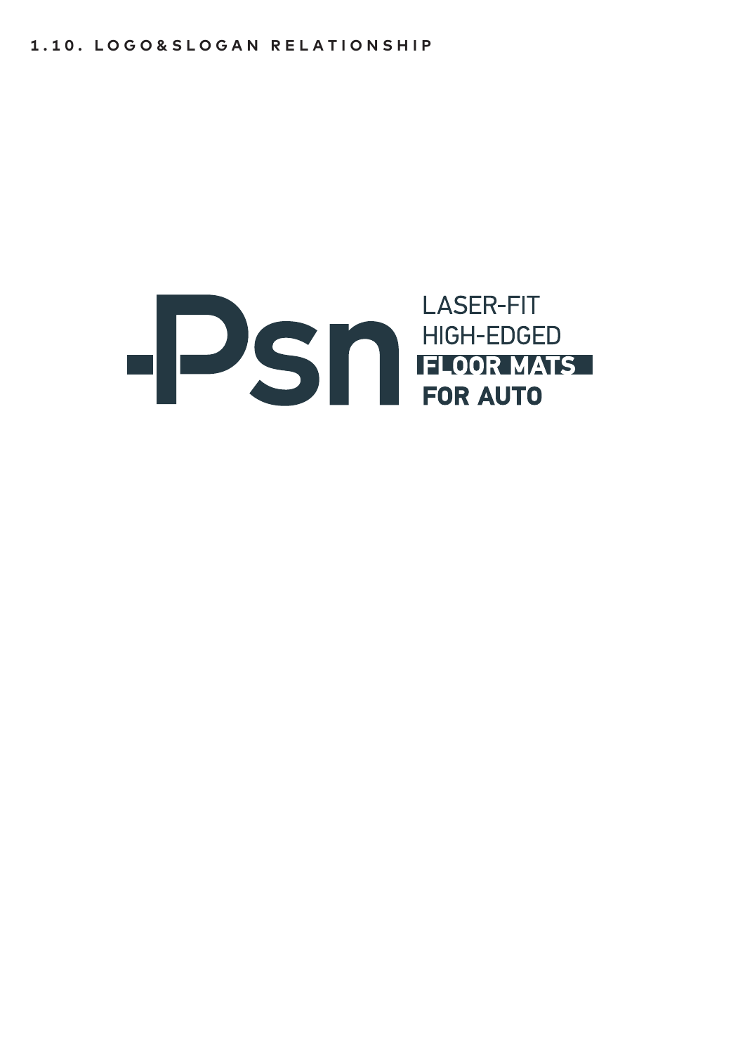## 1.10. LOGO&SLOGAN RELATIONSHIP

Psn

LASER-FIT
HIGH-EDGED
**FLOOR MATS**
**FOR AUTO**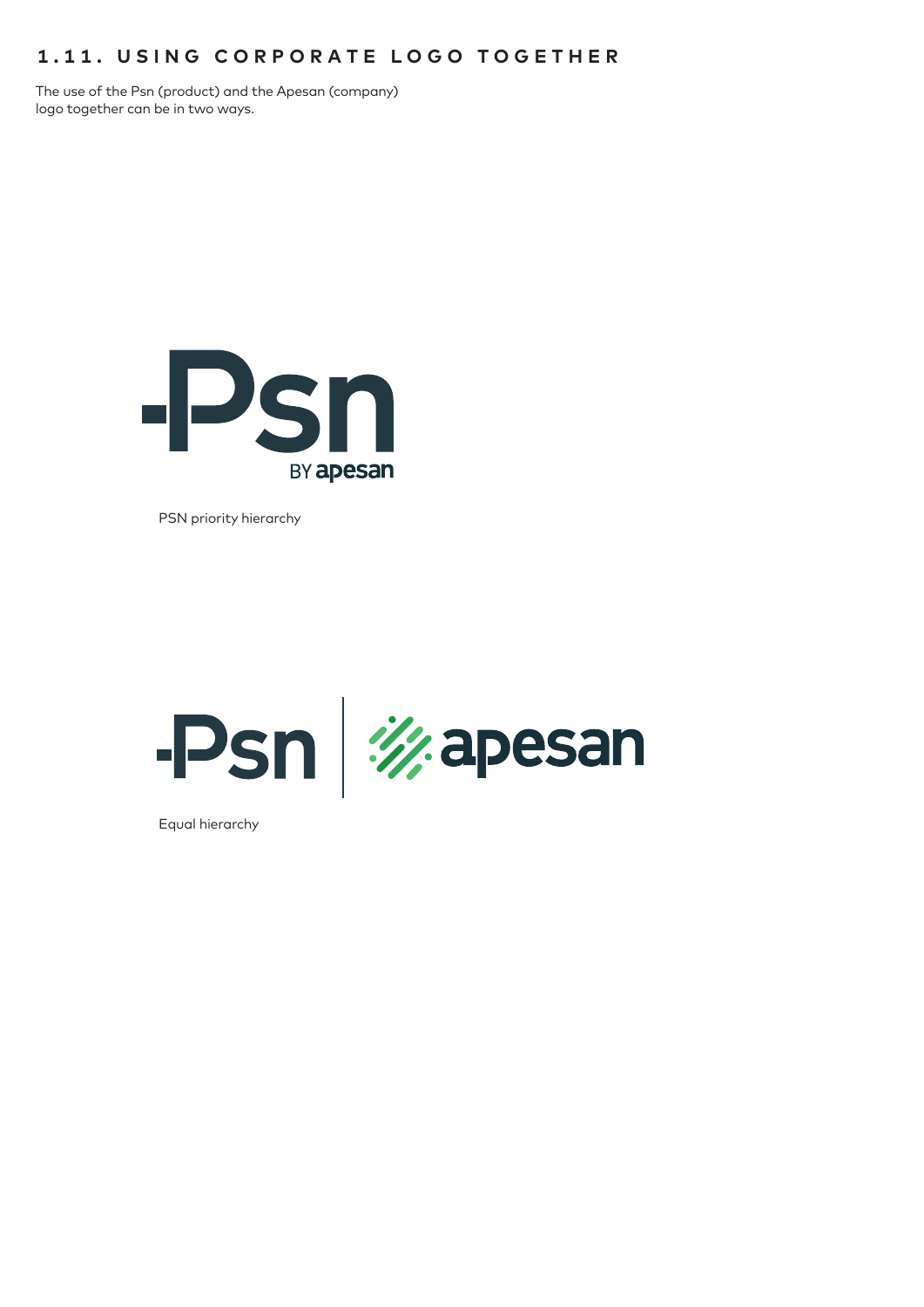## 1.11. USING CORPORATE LOGO TOGETHER

The use of the Psn (product) and the Apesan (company) logo together can be in two ways.

PSN priority hierarchy

Equal hierarchy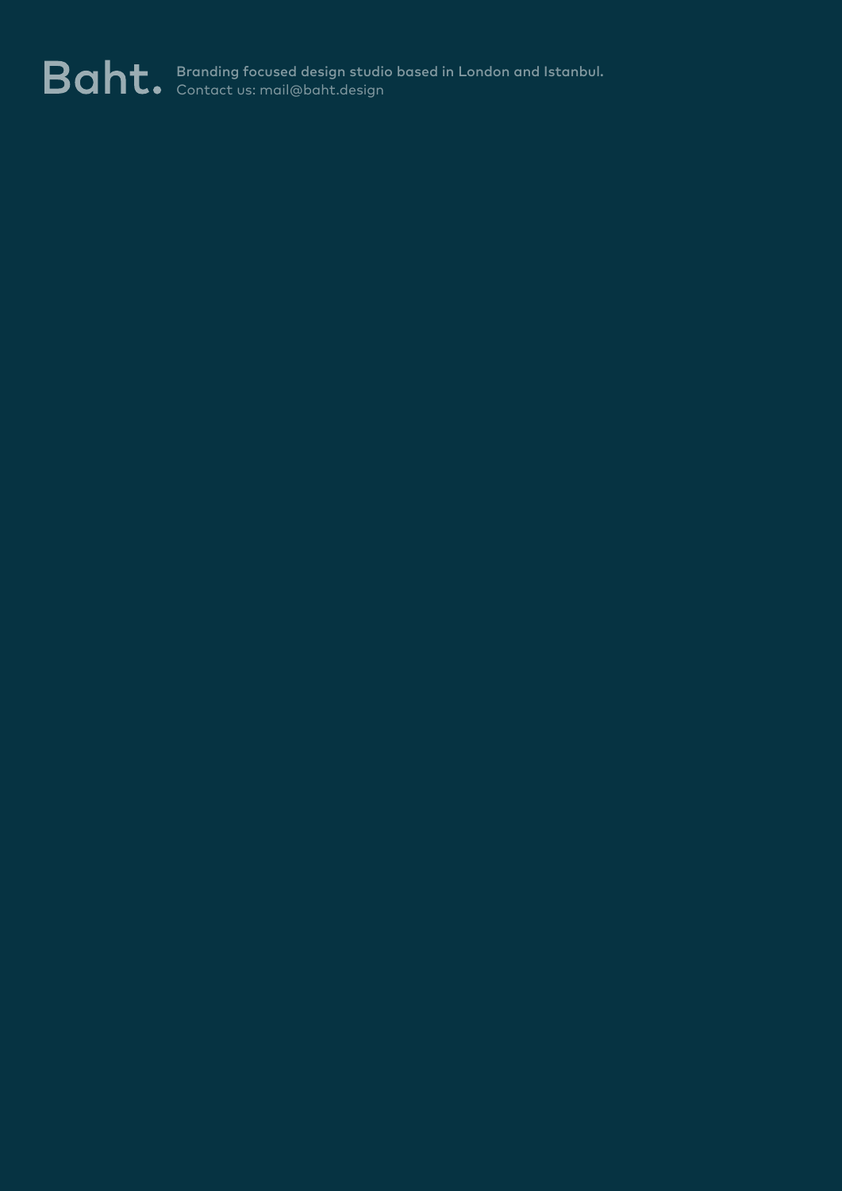# Baht.

Branding focused design studio based in London and Istanbul.
Contact us: mail@baht.design